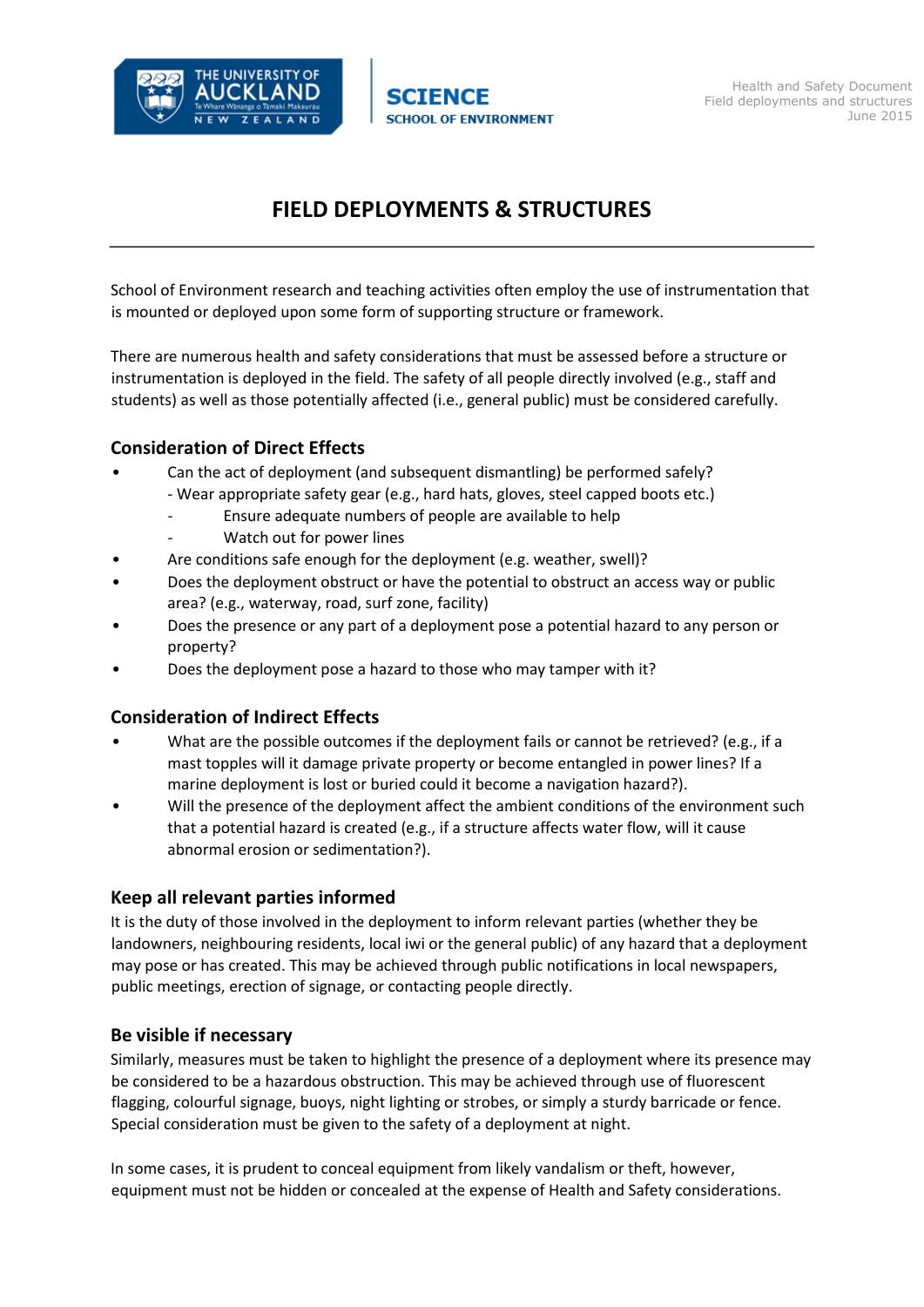# FIELD DEPLOYMENTS & STRUCTURES

School of Environment research and teaching activities often employ the use of instrumentation that is mounted or deployed upon some form of supporting structure or framework.

There are numerous health and safety considerations that must be assessed before a structure or instrumentation is deployed in the field. The safety of all people directly involved (e.g., staff and students) as well as those potentially affected (i.e., general public) must be considered carefully.

## Consideration of Direct Effects

- Can the act of deployment (and subsequent dismantling) be performed safely?
  - Wear appropriate safety gear (e.g., hard hats, gloves, steel capped boots etc.)
  - Ensure adequate numbers of people are available to help
  - Watch out for power lines
- Are conditions safe enough for the deployment (e.g. weather, swell)?
- Does the deployment obstruct or have the potential to obstruct an access way or public area? (e.g., waterway, road, surf zone, facility)
- Does the presence or any part of a deployment pose a potential hazard to any person or property?
- Does the deployment pose a hazard to those who may tamper with it?

## Consideration of Indirect Effects

- What are the possible outcomes if the deployment fails or cannot be retrieved? (e.g., if a mast topples will it damage private property or become entangled in power lines? If a marine deployment is lost or buried could it become a navigation hazard?).
- Will the presence of the deployment affect the ambient conditions of the environment such that a potential hazard is created (e.g., if a structure affects water flow, will it cause abnormal erosion or sedimentation?).

## Keep all relevant parties informed

It is the duty of those involved in the deployment to inform relevant parties (whether they be landowners, neighbouring residents, local iwi or the general public) of any hazard that a deployment may pose or has created. This may be achieved through public notifications in local newspapers, public meetings, erection of signage, or contacting people directly.

## Be visible if necessary

Similarly, measures must be taken to highlight the presence of a deployment where its presence may be considered to be a hazardous obstruction. This may be achieved through use of fluorescent flagging, colourful signage, buoys, night lighting or strobes, or simply a sturdy barricade or fence. Special consideration must be given to the safety of a deployment at night.

In some cases, it is prudent to conceal equipment from likely vandalism or theft, however, equipment must not be hidden or concealed at the expense of Health and Safety considerations.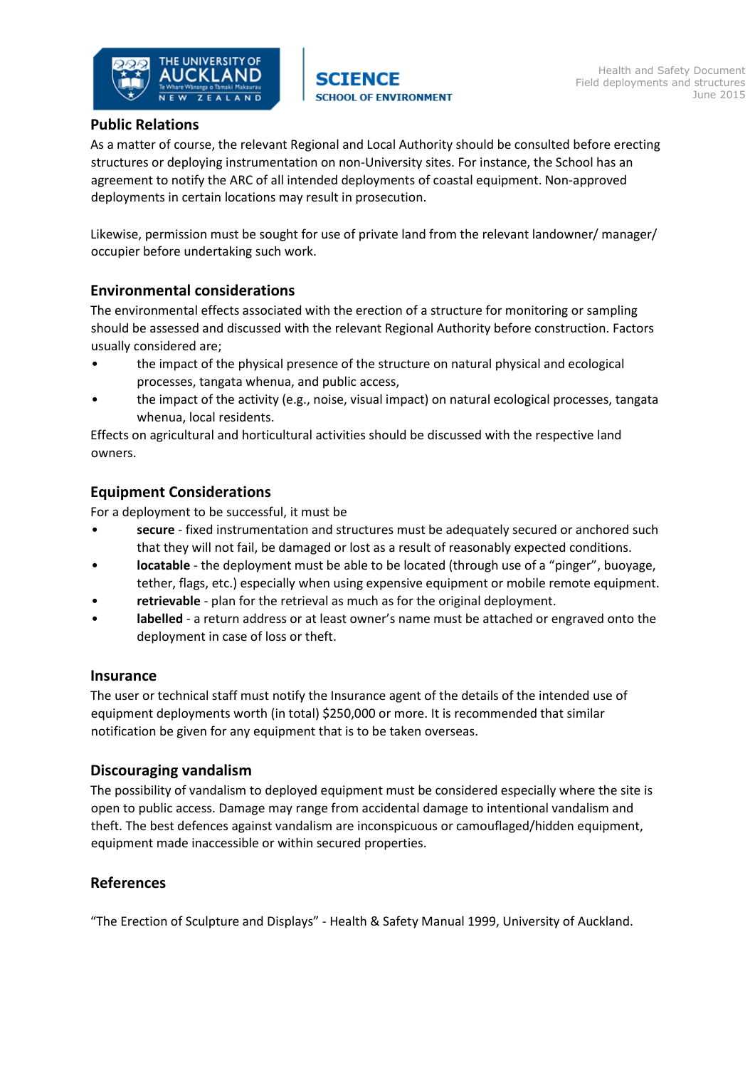## Public Relations

As a matter of course, the relevant Regional and Local Authority should be consulted before erecting structures or deploying instrumentation on non-University sites. For instance, the School has an agreement to notify the ARC of all intended deployments of coastal equipment. Non-approved deployments in certain locations may result in prosecution.

Likewise, permission must be sought for use of private land from the relevant landowner/ manager/ occupier before undertaking such work.

## Environmental considerations

The environmental effects associated with the erection of a structure for monitoring or sampling should be assessed and discussed with the relevant Regional Authority before construction. Factors usually considered are;

- the impact of the physical presence of the structure on natural physical and ecological processes, tangata whenua, and public access,
- the impact of the activity (e.g., noise, visual impact) on natural ecological processes, tangata whenua, local residents.

Effects on agricultural and horticultural activities should be discussed with the respective land owners.

## Equipment Considerations

For a deployment to be successful, it must be

- **secure** - fixed instrumentation and structures must be adequately secured or anchored such that they will not fail, be damaged or lost as a result of reasonably expected conditions.
- **locatable** - the deployment must be able to be located (through use of a "pinger", buoyage, tether, flags, etc.) especially when using expensive equipment or mobile remote equipment.
- **retrievable** - plan for the retrieval as much as for the original deployment.
- **labelled** - a return address or at least owner's name must be attached or engraved onto the deployment in case of loss or theft.

## Insurance

The user or technical staff must notify the Insurance agent of the details of the intended use of equipment deployments worth (in total) $250,000 or more. It is recommended that similar notification be given for any equipment that is to be taken overseas.

## Discouraging vandalism

The possibility of vandalism to deployed equipment must be considered especially where the site is open to public access. Damage may range from accidental damage to intentional vandalism and theft. The best defences against vandalism are inconspicuous or camouflaged/hidden equipment, equipment made inaccessible or within secured properties.

## References

"The Erection of Sculpture and Displays" - Health & Safety Manual 1999, University of Auckland.